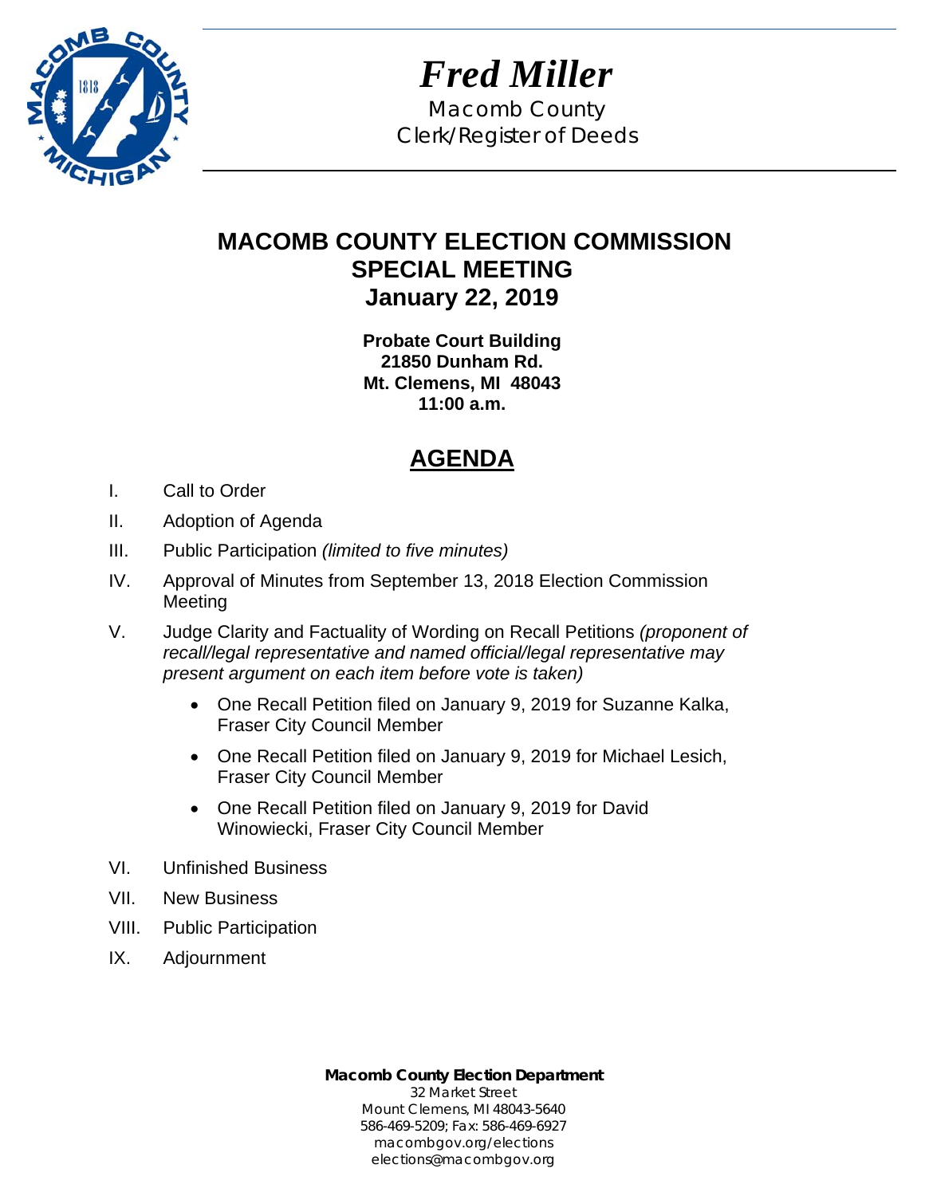# *Fred Miller*

Macomb County
Clerk/Register of Deeds

## MACOMB COUNTY ELECTION COMMISSION
## SPECIAL MEETING
## January 22, 2019

**Probate Court Building**
**21850 Dunham Rd.**
**Mt. Clemens, MI 48043**
**11:00 a.m.**

## AGENDA

I. Call to Order

II. Adoption of Agenda

III. Public Participation *(limited to five minutes)*

IV. Approval of Minutes from September 13, 2018 Election Commission Meeting

V. Judge Clarity and Factuality of Wording on Recall Petitions *(proponent of recall/legal representative and named official/legal representative may present argument on each item before vote is taken)*

- One Recall Petition filed on January 9, 2019 for Suzanne Kalka, Fraser City Council Member
- One Recall Petition filed on January 9, 2019 for Michael Lesich, Fraser City Council Member
- One Recall Petition filed on January 9, 2019 for David Winowiecki, Fraser City Council Member

VI. Unfinished Business

VII. New Business

VIII. Public Participation

IX. Adjournment

**Macomb County Election Department**
32 Market Street
Mount Clemens, MI 48043-5640
586-469-5209; Fax: 586-469-6927
macombgov.org/elections
elections@macombgov.org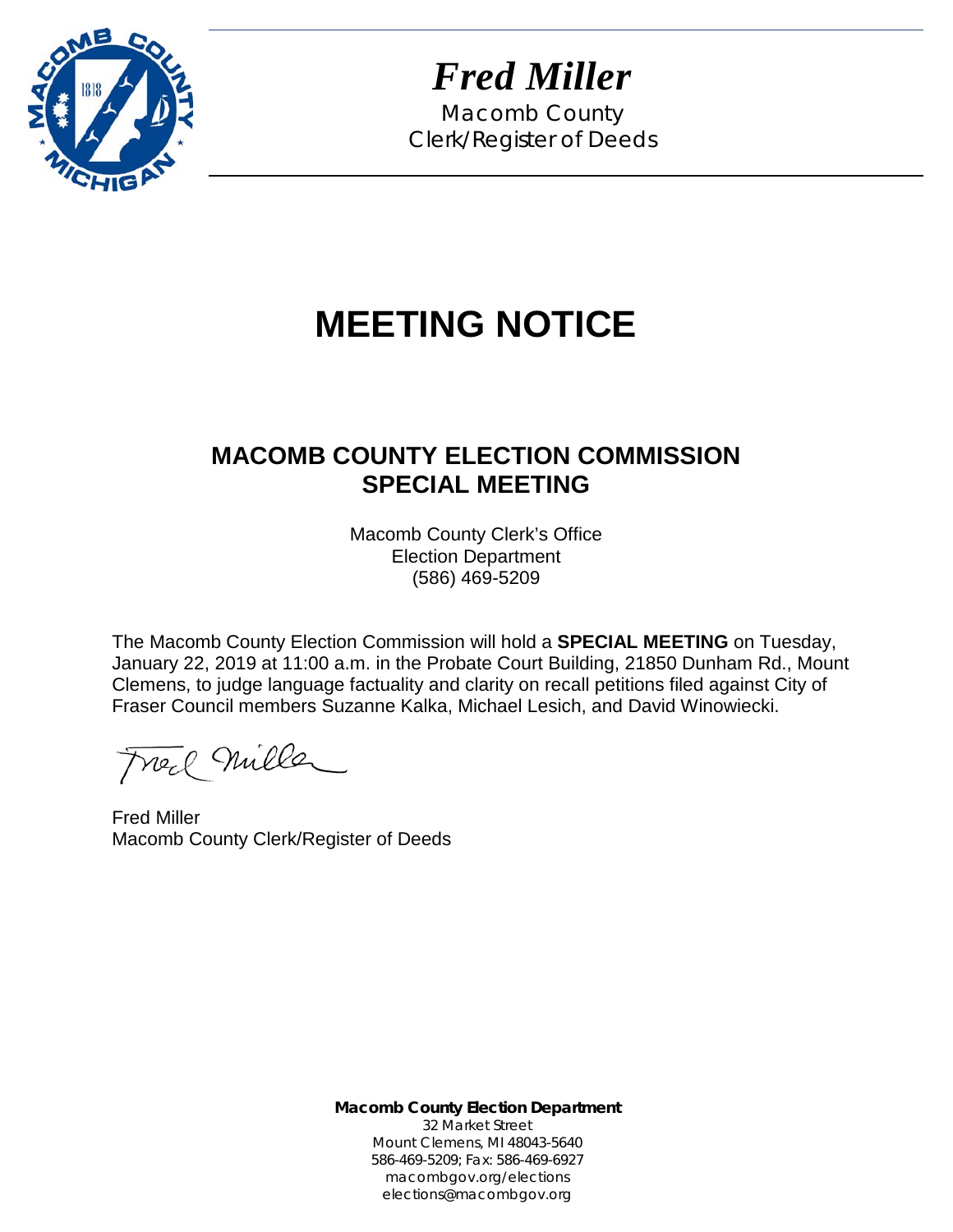*Fred Miller*

Macomb County
Clerk/Register of Deeds

# MEETING NOTICE

## MACOMB COUNTY ELECTION COMMISSION SPECIAL MEETING

Macomb County Clerk's Office
Election Department
(586) 469-5209

The Macomb County Election Commission will hold a **SPECIAL MEETING** on Tuesday, January 22, 2019 at 11:00 a.m. in the Probate Court Building, 21850 Dunham Rd., Mount Clemens, to judge language factuality and clarity on recall petitions filed against City of Fraser Council members Suzanne Kalka, Michael Lesich, and David Winowiecki.

Fred Miller
Macomb County Clerk/Register of Deeds

**Macomb County Election Department**
32 Market Street
Mount Clemens, MI 48043-5640
586-469-5209; Fax: 586-469-6927
macombgov.org/elections
elections@macombgov.org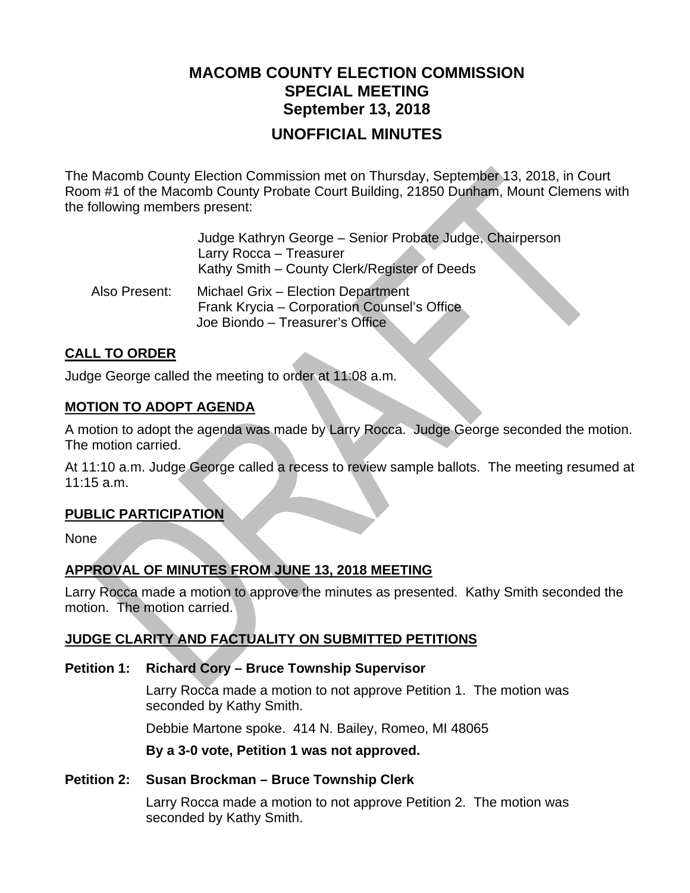# MACOMB COUNTY ELECTION COMMISSION
## SPECIAL MEETING
## September 13, 2018
## UNOFFICIAL MINUTES

The Macomb County Election Commission met on Thursday, September 13, 2018, in Court Room #1 of the Macomb County Probate Court Building, 21850 Dunham, Mount Clemens with the following members present:

Judge Kathryn George – Senior Probate Judge, Chairperson
Larry Rocca – Treasurer
Kathy Smith – County Clerk/Register of Deeds

Also Present:
Michael Grix – Election Department
Frank Krycia – Corporation Counsel's Office
Joe Biondo – Treasurer's Office

### CALL TO ORDER

Judge George called the meeting to order at 11:08 a.m.

### MOTION TO ADOPT AGENDA

A motion to adopt the agenda was made by Larry Rocca. Judge George seconded the motion. The motion carried.

At 11:10 a.m. Judge George called a recess to review sample ballots. The meeting resumed at 11:15 a.m.

### PUBLIC PARTICIPATION

None

### APPROVAL OF MINUTES FROM JUNE 13, 2018 MEETING

Larry Rocca made a motion to approve the minutes as presented. Kathy Smith seconded the motion. The motion carried.

### JUDGE CLARITY AND FACTUALITY ON SUBMITTED PETITIONS

**Petition 1: Richard Cory – Bruce Township Supervisor**

Larry Rocca made a motion to not approve Petition 1. The motion was seconded by Kathy Smith.

Debbie Martone spoke. 414 N. Bailey, Romeo, MI 48065

**By a 3-0 vote, Petition 1 was not approved.**

**Petition 2: Susan Brockman – Bruce Township Clerk**

Larry Rocca made a motion to not approve Petition 2. The motion was seconded by Kathy Smith.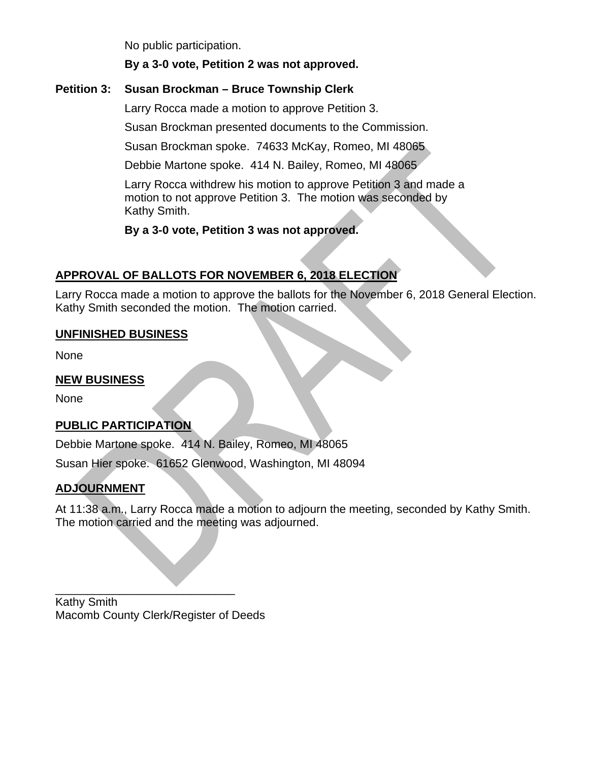No public participation.

**By a 3-0 vote, Petition 2 was not approved.**

**Petition 3: Susan Brockman – Bruce Township Clerk**

Larry Rocca made a motion to approve Petition 3.

Susan Brockman presented documents to the Commission.

Susan Brockman spoke. 74633 McKay, Romeo, MI 48065

Debbie Martone spoke. 414 N. Bailey, Romeo, MI 48065

Larry Rocca withdrew his motion to approve Petition 3 and made a motion to not approve Petition 3. The motion was seconded by Kathy Smith.

**By a 3-0 vote, Petition 3 was not approved.**

## APPROVAL OF BALLOTS FOR NOVEMBER 6, 2018 ELECTION

Larry Rocca made a motion to approve the ballots for the November 6, 2018 General Election. Kathy Smith seconded the motion. The motion carried.

## UNFINISHED BUSINESS

None

## NEW BUSINESS

None

## PUBLIC PARTICIPATION

Debbie Martone spoke. 414 N. Bailey, Romeo, MI 48065

Susan Hier spoke. 61652 Glenwood, Washington, MI 48094

## ADJOURNMENT

At 11:38 a.m., Larry Rocca made a motion to adjourn the meeting, seconded by Kathy Smith. The motion carried and the meeting was adjourned.

_____________________________

Kathy Smith
Macomb County Clerk/Register of Deeds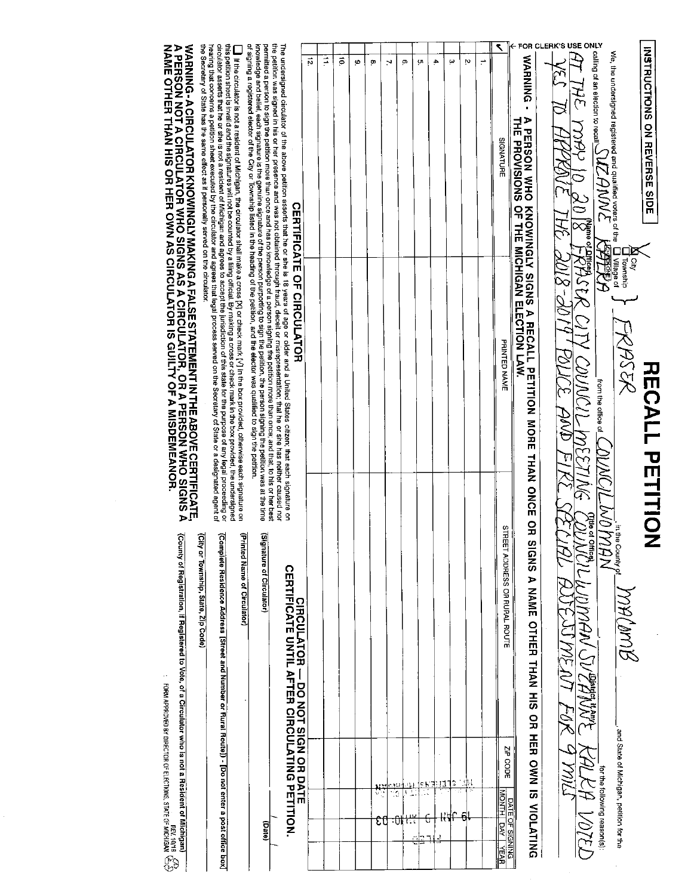INSTRUCTIONS ON REVERSE SIDE

# RECALL PETITION

We, the undersigned registered and qualified voters of the ☒ City ☐ Township ☐ Village of } FRASER, in the County of MACOMB and State of Michigan, petition for the calling of an election to recall SUZANNE KALKA (Name of Officer) from the office of COUNCILWOMAN (Title of Office) (District, if Any) for the following reason(s):

AT THE MAY 10 2018 FRASER CITY COUNCIL MEETING COUNCILWOMAN SUZANNE KALKA VOTED YES TO APPROVE THE 2018-2019 POLICE AND FIRE SPECIAL ASSESSMENT FOR 9 MILS

**WARNING - A PERSON WHO KNOWINGLY SIGNS A RECALL PETITION MORE THAN ONCE OR SIGNS A NAME OTHER THAN HIS OR HER OWN IS VIOLATING THE PROVISIONS OF THE MICHIGAN ELECTION LAW.**

← FOR CLERK'S USE ONLY

| ✓ | | SIGNATURE | PRINTED NAME | STREET ADDRESS OR RURAL ROUTE | ZIP CODE | DATE OF SIGNING MONTH | DAY | YEAR |
|---|---|---|---|---|---|---|---|---|
| | 1. | | | | | | | |
| | 2. | | | | | | | |
| | 3. | | | | | | | |
| | 4. | | | | | | | |
| | 5. | | | | | | | |
| | 6. | | | | | | | |
| | 7. | | | | | | | |
| | 8. | | | | | | | |
| | 9. | | | | | | | |
| | 10. | | | | | | | |
| | 11. | | | | | | | |
| | 12. | | | | | | | |

FILED 19 JAN -5 AM 10:03

## CERTIFICATE OF CIRCULATOR

The undersigned circulator of the above petition asserts that he or she is 18 years of age or older and a United States citizen; that each signature on the petition was signed in his or her presence and was not obtained through fraud, deceit or misrepresentation; that he or she has neither caused nor permitted a person to sign the petition more than once and has no knowledge of a person signing the petition more than once; and that, to his or her best knowledge and belief, each signature is the genuine signature of the person purporting to sign the petition, the person signing the petition was at the time of signing a registered elector of the City or Township listed in the heading of the petition, and the elector was qualified to sign the petition.

☐ If the circulator is not a resident of Michigan, the circulator shall make a cross [X] or check mark [✓] in the box provided, otherwise each signature on this petition sheet is invalid and the signatures will not be counted by a filing official. By making a cross or check mark in the box provided, the undersigned circulator asserts that he or she is not a resident of Michigan and agrees to accept the jurisdiction of this state for the purpose of any legal proceeding or hearing that concerns a petition sheet executed by the circulator and agrees that legal process served on the Secretary of State or a designated agent of the Secretary of State has the same effect as if personally served on the circulator.

**CIRCULATOR — DO NOT SIGN OR DATE CERTIFICATE UNTIL AFTER CIRCULATING PETITION.**

(Signature of Circulator) (Date)

(Printed Name of Circulator)

(Complete Residence Address (Street and Number or Rural Route)) - [Do not enter a post office box]

(City or Township, State, Zip Code)

(County of Registration, if Registered to Vote, of a Circulator who is not a Resident of Michigan)

**WARNING - A CIRCULATOR KNOWINGLY MAKING A FALSE STATEMENT IN THE ABOVE CERTIFICATE, A PERSON NOT A CIRCULATOR WHO SIGNS AS A CIRCULATOR, OR A PERSON WHO SIGNS A NAME OTHER THAN HIS OR HER OWN AS CIRCULATOR IS GUILTY OF A MISDEMEANOR.**

REV. 10/15

FORM APPROVED BY DIRECTOR OF ELECTIONS, STATE OF MICHIGAN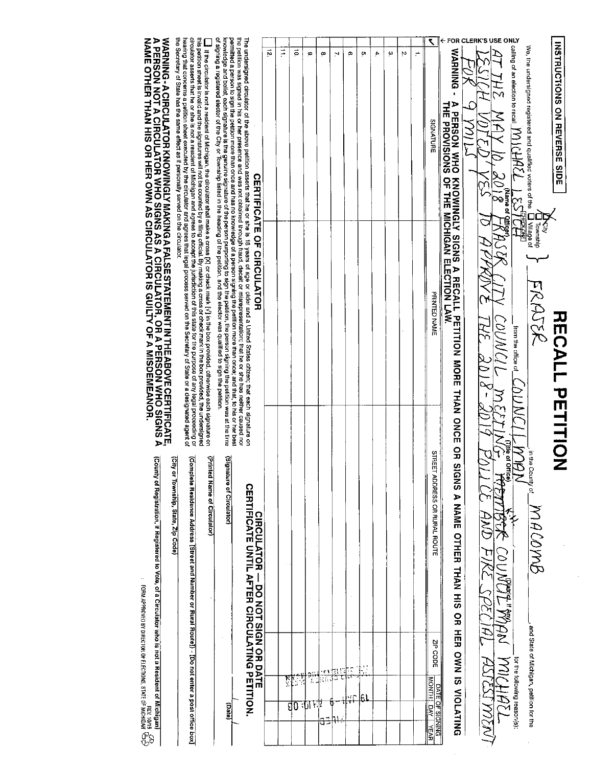INSTRUCTIONS ON REVERSE SIDE

# RECALL PETITION

We, the undersigned registered and qualified voters of the ☒ City ☐ Township ☐ Village of (CHECK ONE) FRASER, in the County of MACOMB, and State of Michigan, petition for the calling of an election to recall MICHAEL LESICH (Name of Officer) from the office of COUNCILMAN (Title of Office) (District, If Any) for the following reason(s): AT THE MAY 10, 2018 FRASER CITY COUNCIL MEETING, MEMBER COUNCILMAN MICHAEL LESICH VOTED YES TO APPROVE THE 2018-2019 POLICE AND FIRE SPECIAL ASSESSMENT FOR 9 MILS

**WARNING - A PERSON WHO KNOWINGLY SIGNS A RECALL PETITION MORE THAN ONCE OR SIGNS A NAME OTHER THAN HIS OR HER OWN IS VIOLATING THE PROVISIONS OF THE MICHIGAN ELECTION LAW.**

← FOR CLERK'S USE ONLY

| ✓ | | SIGNATURE | PRINTED NAME | STREET ADDRESS OR RURAL ROUTE | ZIP CODE | DATE OF SIGNING MONTH | DAY | YEAR |
|---|---|---|---|---|---|---|---|---|
| | 1. | | | | | | | |
| | 2. | | | | | | | |
| | 3. | | | | | | | |
| | 4. | | | | | | | |
| | 5. | | | | | | | |
| | 6. | | | | | | | |
| | 7. | | | | | | | |
| | 8. | | | | | | | |
| | 9. | | | | | | | |
| | 10. | | | | | | | |
| | 11. | | | | | | | |
| | 12. | | | | | | | |

19 JUL -9 AM 10:08

FILED

## CERTIFICATE OF CIRCULATOR

The undersigned circulator of the above petition asserts that he or she is 18 years of age or older and a United States citizen; that each signature on the petition was signed in his or her presence and was not obtained through fraud, deceit or misrepresentation; that he or she has neither caused nor permitted a person to sign the petition more than once and has no knowledge of a person signing the petition more than once; and that, to his or her best knowledge and belief, each signature is the genuine signature of the person purporting to sign the petition, the person signing the petition was at the time of signing a registered elector of the City or Township listed in the heading of the petition, and the elector was qualified to sign the petition.

☐ If the circulator is not a resident of Michigan, the circulator shall make a cross [X] or check mark [✓] in the box provided, otherwise each signature on this petition sheet is invalid and the signatures will not be counted by a filing official. By making a cross or check mark in the box provided, the undersigned circulator asserts that he or she is not a resident of Michigan and agrees to accept the jurisdiction of this state for the purpose of any legal proceeding or hearing that concerns a petition sheet executed by the circulator and agrees that legal process served on the Secretary of State or a designated agent of the Secretary of State has the same effect as if personally served on the circulator.

**CIRCULATOR — DO NOT SIGN OR DATE CERTIFICATE UNTIL AFTER CIRCULATING PETITION.**

(Signature of Circulator) (Date)

(Printed Name of Circulator)

(Complete Residence Address [Street and Number or Rural Route]) - [Do not enter a post office box]

(City or Township, State, Zip Code)

(County of Registration, if Registered to Vote, of a Circulator who is not a Resident of Michigan)

**WARNING - A CIRCULATOR KNOWINGLY MAKING A FALSE STATEMENT IN THE ABOVE CERTIFICATE, A PERSON NOT A CIRCULATOR WHO SIGNS AS A CIRCULATOR, OR A PERSON WHO SIGNS A NAME OTHER THAN HIS OR HER OWN AS CIRCULATOR IS GUILTY OF A MISDEMEANOR.**

FORM APPROVED BY DIRECTOR OF ELECTIONS, STATE OF MICHIGAN REV. 10/13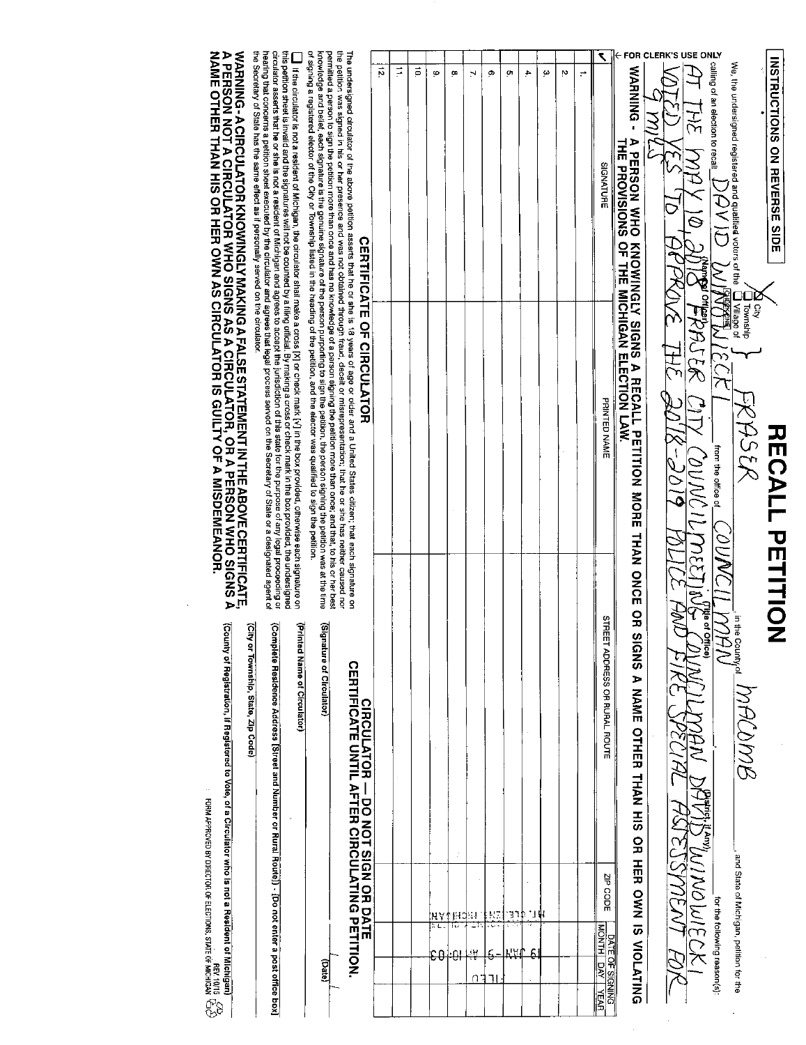INSTRUCTIONS ON REVERSE SIDE

# RECALL PETITION

We, the undersigned registered and qualified voters of the ☒ City ☐ Township ☐ Village of FRASER in the County of MACOMB and State of Michigan, petition for the calling of an election to recall DAVID WINOWIECKI (Name of Officer) from the office of COUNCILMAN (Title of Office) (District, if Any) for the following reason(s):

AT THE MAY 10, 2018 FRASER CITY COUNCIL MEETING COUNCILMAN DAVID WINOWIECKI VOTED YES TO APPROVE THE 2018-2019 POLICE AND FIRE SPECIAL ASSESSMENT FOR 9 MILS

← FOR CLERK'S USE ONLY

**WARNING - A PERSON WHO KNOWINGLY SIGNS A RECALL PETITION MORE THAN ONCE OR SIGNS A NAME OTHER THAN HIS OR HER OWN IS VIOLATING THE PROVISIONS OF THE MICHIGAN ELECTION LAW.**

| ✓ | | SIGNATURE | PRINTED NAME | STREET ADDRESS OR RURAL ROUTE | ZIP CODE | DATE OF SIGNING MONTH | DAY | YEAR |
|---|---|---|---|---|---|---|---|---|
| | 1. | | | | | | | |
| | 2. | | | | | | | |
| | 3. | | | | | | | |
| | 4. | | | | | | | |
| | 5. | | | | | | | |
| | 6. | | | | | | | |
| | 7. | | | | | | | |
| | 8. | | | | | | | |
| | 9. | | | | | | | |
| | 10. | | | | | | | |
| | 11. | | | | | | | |
| | 12. | | | | | | | |

FILED
19 JAN -9 AM 10:03
MI. DEPT. OF STATE / BUREAU OF ELECTIONS

## CERTIFICATE OF CIRCULATOR

The undersigned circulator of the above petition asserts that he or she is 18 years of age or older and a United States citizen; that each signature on the petition was signed in his or her presence and was not obtained through fraud, deceit or misrepresentation; that he or she has neither caused nor permitted a person to sign the petition more than once and has no knowledge of a person signing the petition more than once; and that, to his or her best knowledge and belief, each signature is the genuine signature of the person purporting to sign the petition, the person signing the petition was at the time of signing a registered elector of the City or Township listed in the heading of the petition, and the elector was qualified to sign the petition.

☐ If the circulator is not a resident of Michigan, the circulator shall make a cross [X] or check mark [✓] in the box provided, otherwise each signature on this petition sheet is invalid and the signatures will not be counted by a filing official. By making a cross or check mark in the box provided, the undersigned circulator asserts that he or she is not a resident of Michigan and agrees to accept the jurisdiction of this state for the purpose of any legal proceeding or hearing that concerns a petition sheet executed by the circulator and agrees that legal process served on the Secretary of State or a designated agent of the Secretary of State has the same effect as if personally served on the circulator.

**WARNING - A CIRCULATOR KNOWINGLY MAKING A FALSE STATEMENT IN THE ABOVE CERTIFICATE, A PERSON NOT A CIRCULATOR WHO SIGNS AS A CIRCULATOR, OR A PERSON WHO SIGNS A NAME OTHER THAN HIS OR HER OWN AS CIRCULATOR IS GUILTY OF A MISDEMEANOR.**

**CIRCULATOR — DO NOT SIGN OR DATE CERTIFICATE UNTIL AFTER CIRCULATING PETITION.**

(Signature of Circulator) / / (Date)

(Printed Name of Circulator)

(Complete Residence Address [Street and Number or Rural Route]) - [Do not enter a post office box]

(City or Township, State, Zip Code)

(County of Registration, if Registered to Vote, of a Circulator who is not a Resident of Michigan)

REV 10/15
FORM APPROVED BY DIRECTOR OF ELECTIONS, STATE OF MICHIGAN